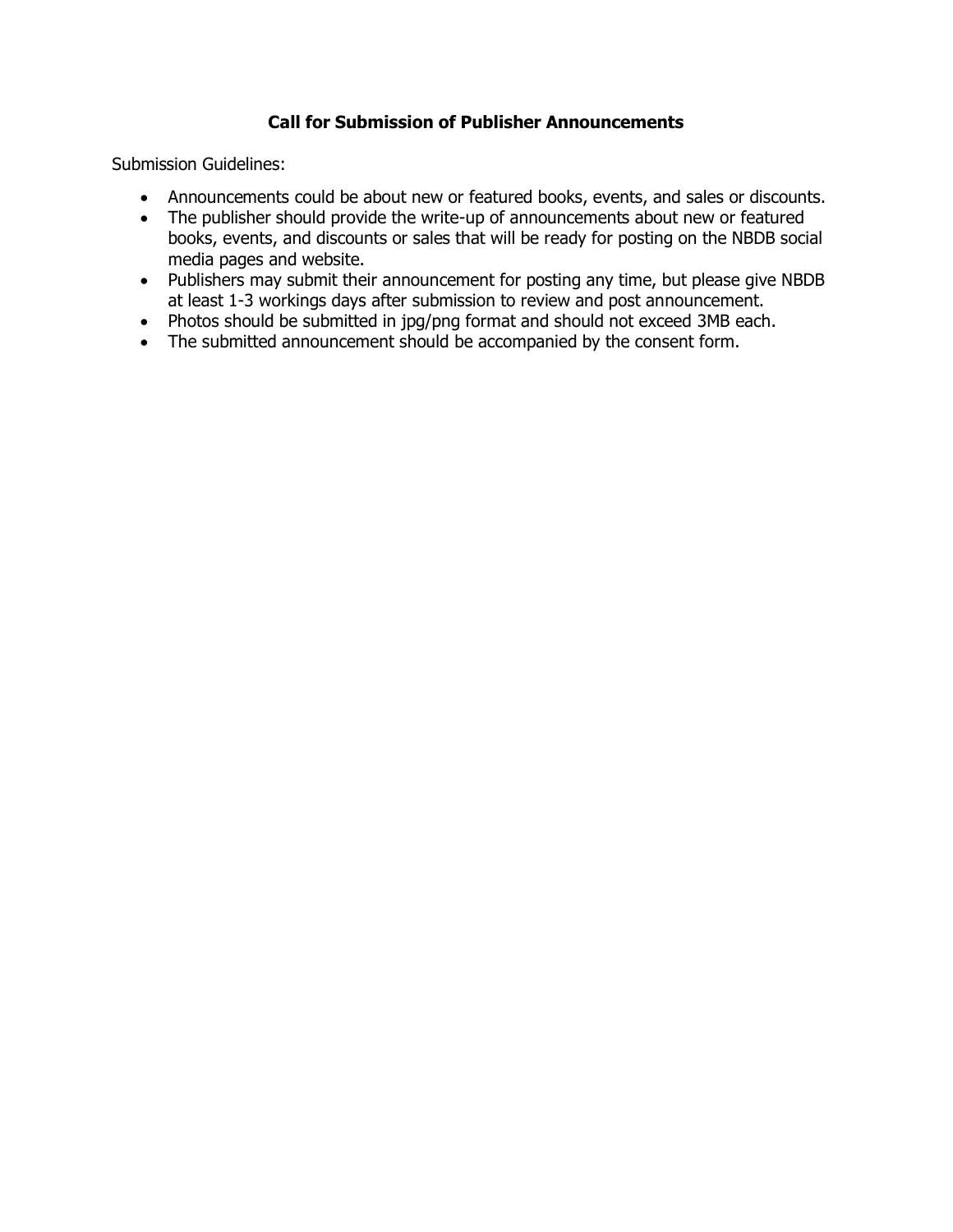**Call for Submission of Publisher Announcements**

Submission Guidelines:

- Announcements could be about new or featured books, events, and sales or discounts.
- The publisher should provide the write-up of announcements about new or featured books, events, and discounts or sales that will be ready for posting on the NBDB social media pages and website.
- Publishers may submit their announcement for posting any time, but please give NBDB at least 1-3 workings days after submission to review and post announcement.
- Photos should be submitted in jpg/png format and should not exceed 3MB each.
- The submitted announcement should be accompanied by the consent form.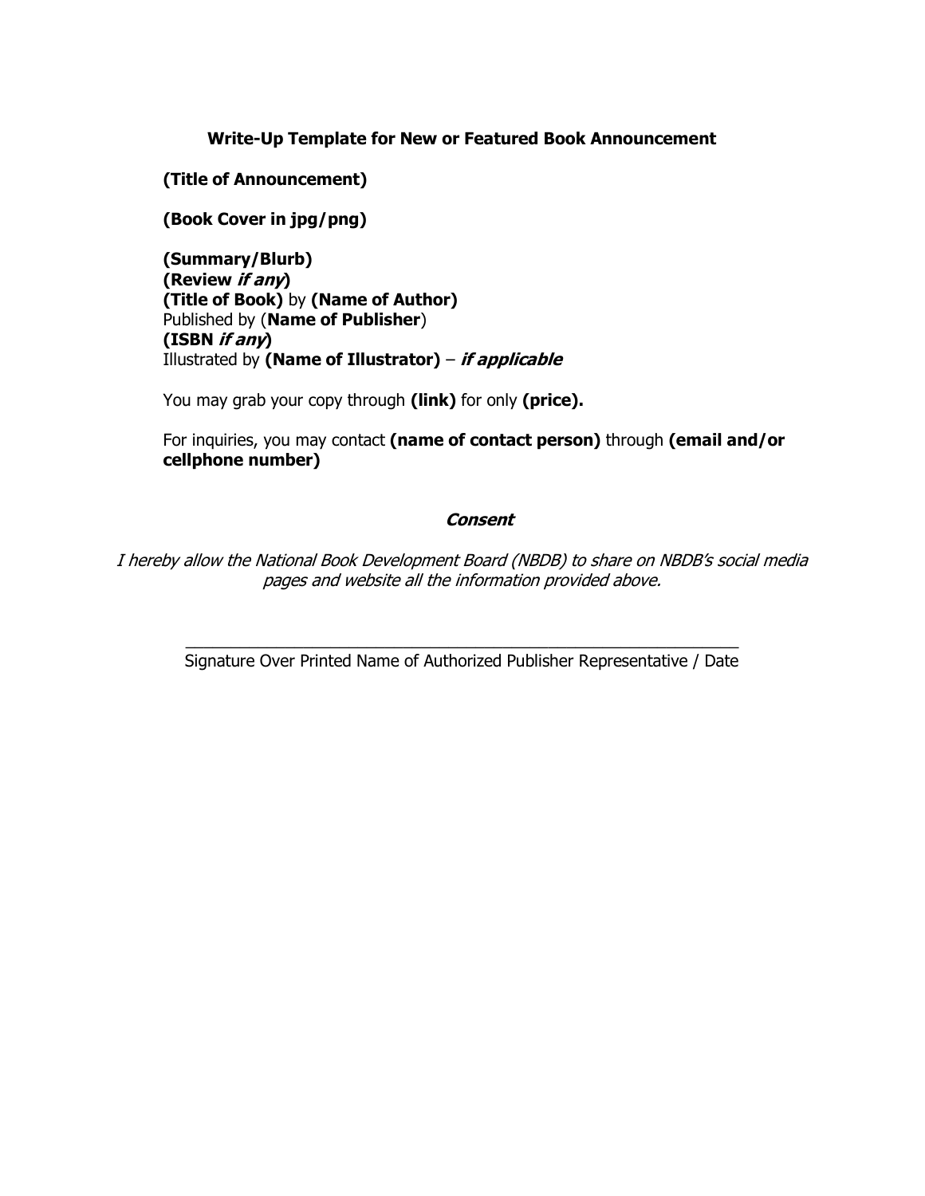## Write-Up Template for New or Featured Book Announcement

**(Title of Announcement)**

**(Book Cover in jpg/png)**

**(Summary/Blurb)**  
**(Review *if any*)**  
**(Title of Book)** by **(Name of Author)**  
Published by (**Name of Publisher**)  
**(ISBN *if any*)**  
Illustrated by **(Name of Illustrator)** – ***if applicable***

You may grab your copy through **(link)** for only **(price).**

For inquiries, you may contact **(name of contact person)** through **(email and/or cellphone number)**

***Consent***

*I hereby allow the National Book Development Board (NBDB) to share on NBDB's social media pages and website all the information provided above.*

\_\_\_\_\_\_\_\_\_\_\_\_\_\_\_\_\_\_\_\_\_\_\_\_\_\_\_\_\_\_\_\_\_\_\_\_\_\_\_\_\_\_\_\_\_\_\_\_\_\_\_\_\_\_\_\_\_\_

Signature Over Printed Name of Authorized Publisher Representative / Date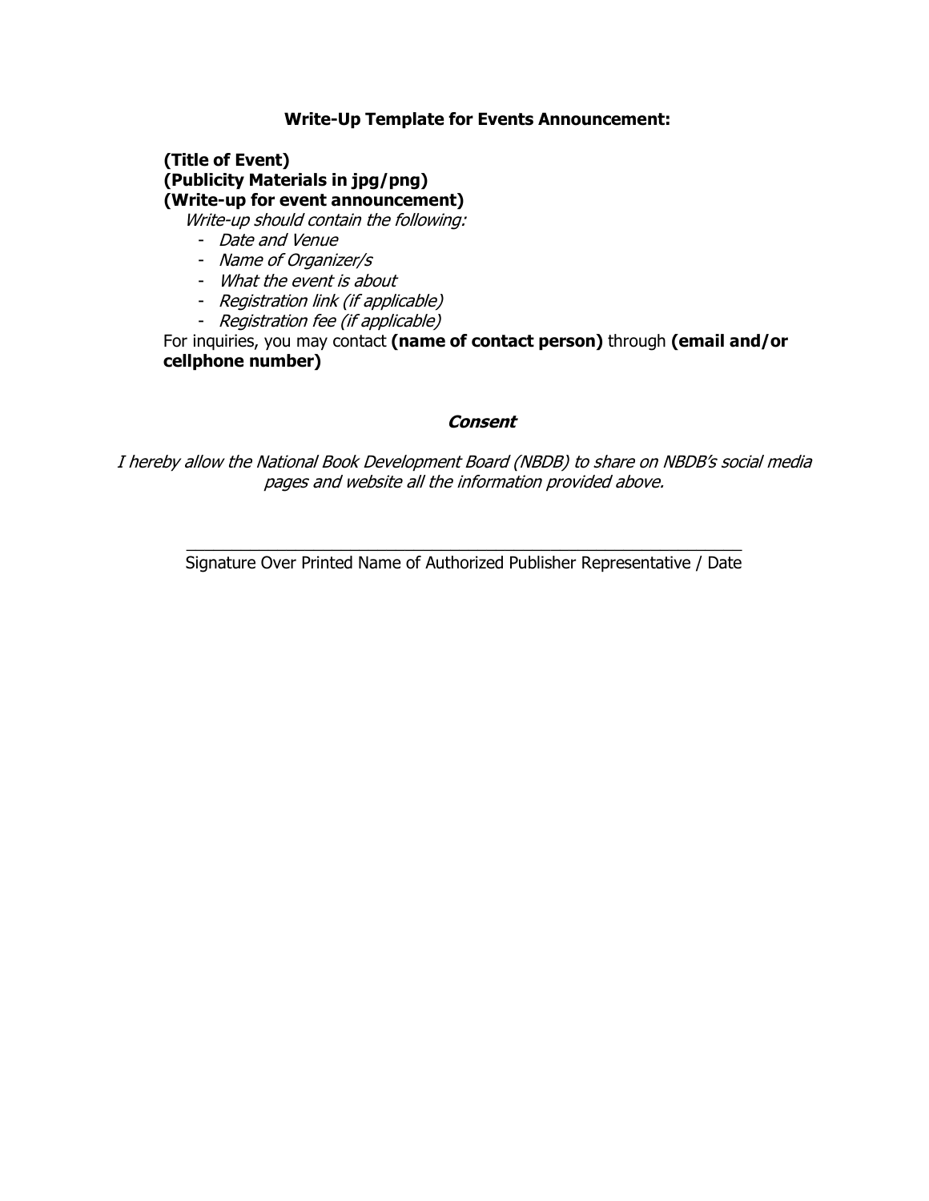**Write-Up Template for Events Announcement:**

**(Title of Event)**
**(Publicity Materials in jpg/png)**
**(Write-up for event announcement)**

*Write-up should contain the following:*

- *Date and Venue*
- *Name of Organizer/s*
- *What the event is about*
- *Registration link (if applicable)*
- *Registration fee (if applicable)*

For inquiries, you may contact **(name of contact person)** through **(email and/or cellphone number)**

***Consent***

*I hereby allow the National Book Development Board (NBDB) to share on NBDB's social media pages and website all the information provided above.*

\_\_\_\_\_\_\_\_\_\_\_\_\_\_\_\_\_\_\_\_\_\_\_\_\_\_\_\_\_\_\_\_\_\_\_\_\_\_\_\_\_\_\_\_\_\_\_\_\_\_\_\_\_\_\_\_\_\_

Signature Over Printed Name of Authorized Publisher Representative / Date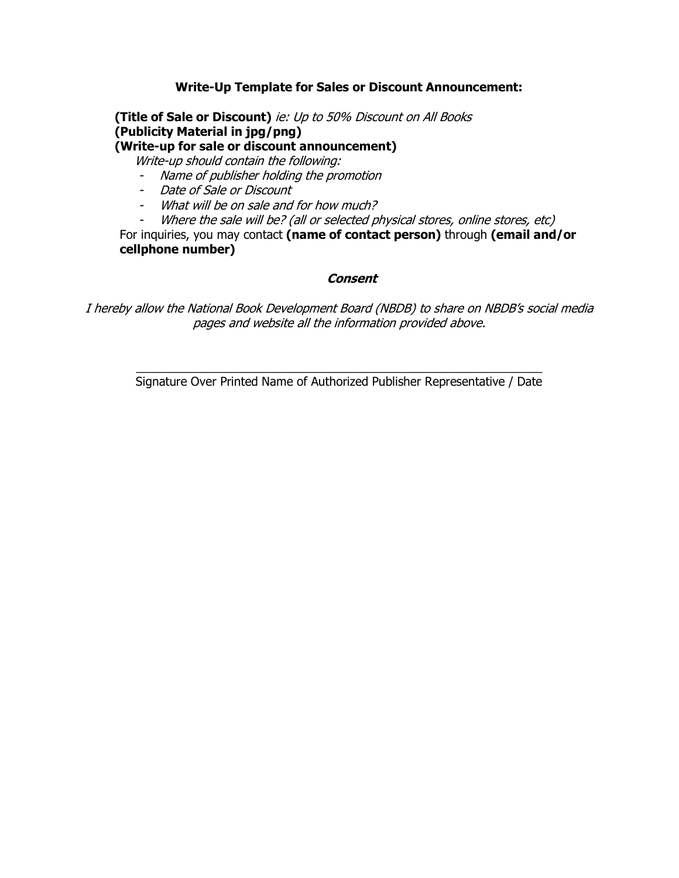**Write-Up Template for Sales or Discount Announcement:**

**(Title of Sale or Discount)** *ie: Up to 50% Discount on All Books*
**(Publicity Material in jpg/png)**
**(Write-up for sale or discount announcement)**

*Write-up should contain the following:*

- *Name of publisher holding the promotion*
- *Date of Sale or Discount*
- *What will be on sale and for how much?*
- *Where the sale will be? (all or selected physical stores, online stores, etc)*

For inquiries, you may contact **(name of contact person)** through **(email and/or cellphone number)**

***Consent***

*I hereby allow the National Book Development Board (NBDB) to share on NBDB's social media pages and website all the information provided above.*

\_\_\_\_\_\_\_\_\_\_\_\_\_\_\_\_\_\_\_\_\_\_\_\_\_\_\_\_\_\_\_\_\_\_\_\_\_\_\_\_\_\_\_\_\_\_\_\_\_\_\_\_\_\_\_\_\_\_\_\_

Signature Over Printed Name of Authorized Publisher Representative / Date